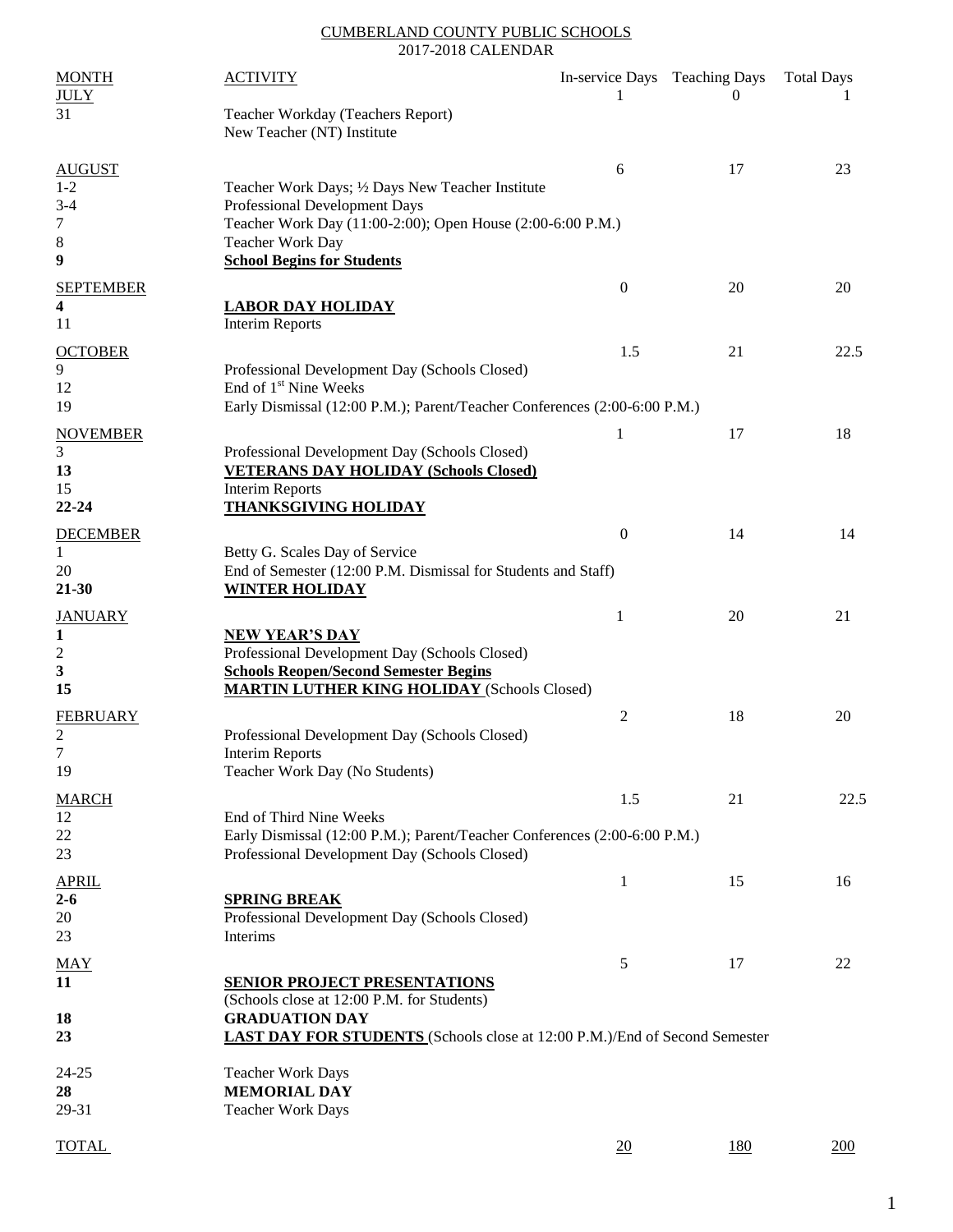CUMBERLAND COUNTY PUBLIC SCHOOLS
2017-2018 CALENDAR

| MONTH | ACTIVITY | In-service Days | Teaching Days | Total Days |
|---|---|---|---|---|
| JULY | | 1 | 0 | 1 |
| 31 | Teacher Workday (Teachers Report)<br>New Teacher (NT) Institute | | | |
| AUGUST | | 6 | 17 | 23 |
| 1-2 | Teacher Work Days; ½ Days New Teacher Institute | | | |
| 3-4 | Professional Development Days | | | |
| 7 | Teacher Work Day (11:00-2:00); Open House (2:00-6:00 P.M.) | | | |
| 8 | Teacher Work Day | | | |
| **9** | **School Begins for Students** | | | |
| SEPTEMBER | | 0 | 20 | 20 |
| **4** | **LABOR DAY HOLIDAY** | | | |
| 11 | Interim Reports | | | |
| OCTOBER | | 1.5 | 21 | 22.5 |
| 9 | Professional Development Day (Schools Closed) | | | |
| 12 | End of 1st Nine Weeks | | | |
| 19 | Early Dismissal (12:00 P.M.); Parent/Teacher Conferences (2:00-6:00 P.M.) | | | |
| NOVEMBER | | 1 | 17 | 18 |
| 3 | Professional Development Day (Schools Closed) | | | |
| **13** | **VETERANS DAY HOLIDAY (Schools Closed)** | | | |
| 15 | Interim Reports | | | |
| **22-24** | **THANKSGIVING HOLIDAY** | | | |
| DECEMBER | | 0 | 14 | 14 |
| 1 | Betty G. Scales Day of Service | | | |
| 20 | End of Semester (12:00 P.M. Dismissal for Students and Staff) | | | |
| **21-30** | **WINTER HOLIDAY** | | | |
| JANUARY | | 1 | 20 | 21 |
| **1** | **NEW YEAR'S DAY** | | | |
| 2 | Professional Development Day (Schools Closed) | | | |
| **3** | **Schools Reopen/Second Semester Begins** | | | |
| **15** | **MARTIN LUTHER KING HOLIDAY** (Schools Closed) | | | |
| FEBRUARY | | 2 | 18 | 20 |
| 2 | Professional Development Day (Schools Closed) | | | |
| 7 | Interim Reports | | | |
| 19 | Teacher Work Day (No Students) | | | |
| MARCH | | 1.5 | 21 | 22.5 |
| 12 | End of Third Nine Weeks | | | |
| 22 | Early Dismissal (12:00 P.M.); Parent/Teacher Conferences (2:00-6:00 P.M.) | | | |
| 23 | Professional Development Day (Schools Closed) | | | |
| APRIL | | 1 | 15 | 16 |
| **2-6** | **SPRING BREAK** | | | |
| 20 | Professional Development Day (Schools Closed) | | | |
| 23 | Interims | | | |
| MAY | | 5 | 17 | 22 |
| **11** | **SENIOR PROJECT PRESENTATIONS**<br>(Schools close at 12:00 P.M. for Students) | | | |
| **18** | **GRADUATION DAY** | | | |
| **23** | **LAST DAY FOR STUDENTS** (Schools close at 12:00 P.M.)/End of Second Semester | | | |
| 24-25 | Teacher Work Days | | | |
| **28** | **MEMORIAL DAY** | | | |
| 29-31 | Teacher Work Days | | | |
| TOTAL | | 20 | 180 | 200 |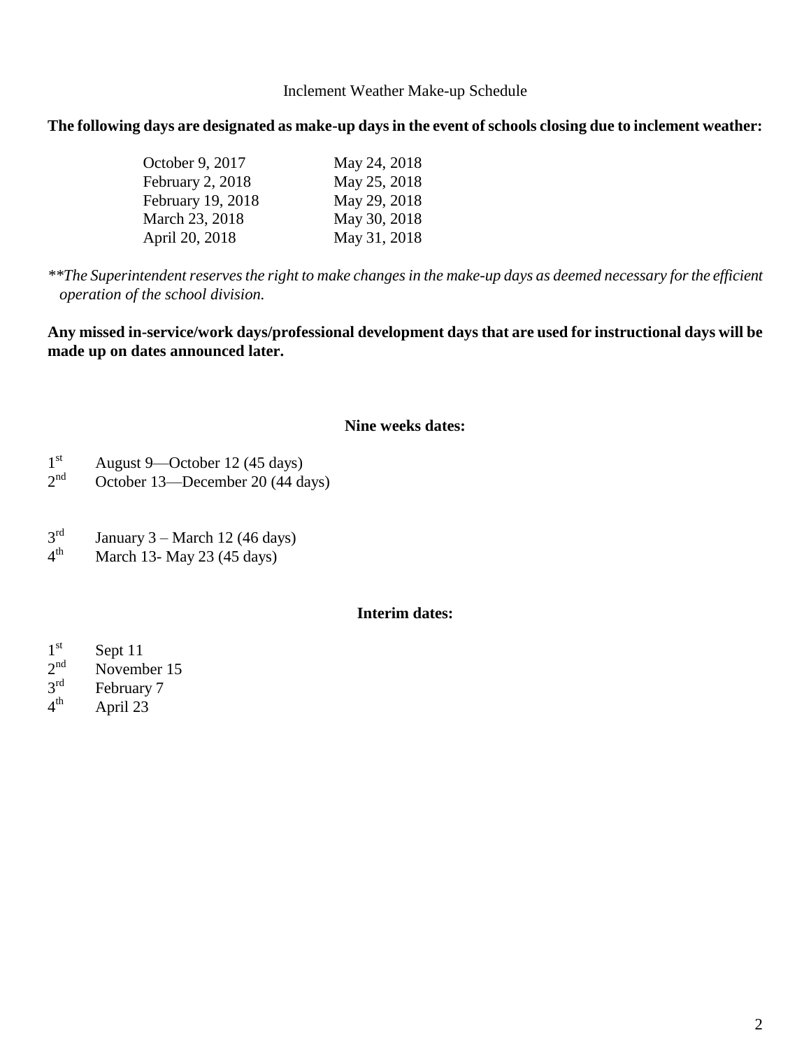## Inclement Weather Make-up Schedule

**The following days are designated as make-up days in the event of schools closing due to inclement weather:**

| | |
|---|---|
| October 9, 2017 | May 24, 2018 |
| February 2, 2018 | May 25, 2018 |
| February 19, 2018 | May 29, 2018 |
| March 23, 2018 | May 30, 2018 |
| April 20, 2018 | May 31, 2018 |

*\*\*The Superintendent reserves the right to make changes in the make-up days as deemed necessary for the efficient operation of the school division.*

**Any missed in-service/work days/professional development days that are used for instructional days will be made up on dates announced later.**

### Nine weeks dates:

1st August 9—October 12 (45 days)
2nd October 13—December 20 (44 days)

3rd January 3 – March 12 (46 days)
4th March 13- May 23 (45 days)

### Interim dates:

1st Sept 11
2nd November 15
3rd February 7
4th April 23